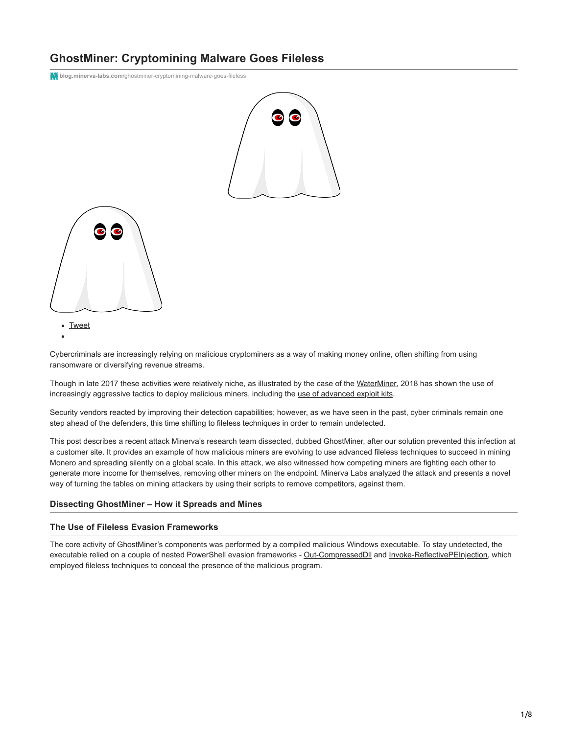# GhostMiner: Cryptomining Malware Goes Fileless

blog.minerva-labs.com/ghostminer-cryptomining-malware-goes-fileless

- Tweet
- 

Cybercriminals are increasingly relying on malicious cryptominers as a way of making money online, often shifting from using ransomware or diversifying revenue streams.

Though in late 2017 these activities were relatively niche, as illustrated by the case of the WaterMiner, 2018 has shown the use of increasingly aggressive tactics to deploy malicious miners, including the use of advanced exploit kits.

Security vendors reacted by improving their detection capabilities; however, as we have seen in the past, cyber criminals remain one step ahead of the defenders, this time shifting to fileless techniques in order to remain undetected.

This post describes a recent attack Minerva's research team dissected, dubbed GhostMiner, after our solution prevented this infection at a customer site. It provides an example of how malicious miners are evolving to use advanced fileless techniques to succeed in mining Monero and spreading silently on a global scale. In this attack, we also witnessed how competing miners are fighting each other to generate more income for themselves, removing other miners on the endpoint. Minerva Labs analyzed the attack and presents a novel way of turning the tables on mining attackers by using their scripts to remove competitors, against them.

### Dissecting GhostMiner – How it Spreads and Mines

### The Use of Fileless Evasion Frameworks

The core activity of GhostMiner's components was performed by a compiled malicious Windows executable. To stay undetected, the executable relied on a couple of nested PowerShell evasion frameworks - Out-CompressedDll and Invoke-ReflectivePEInjection, which employed fileless techniques to conceal the presence of the malicious program.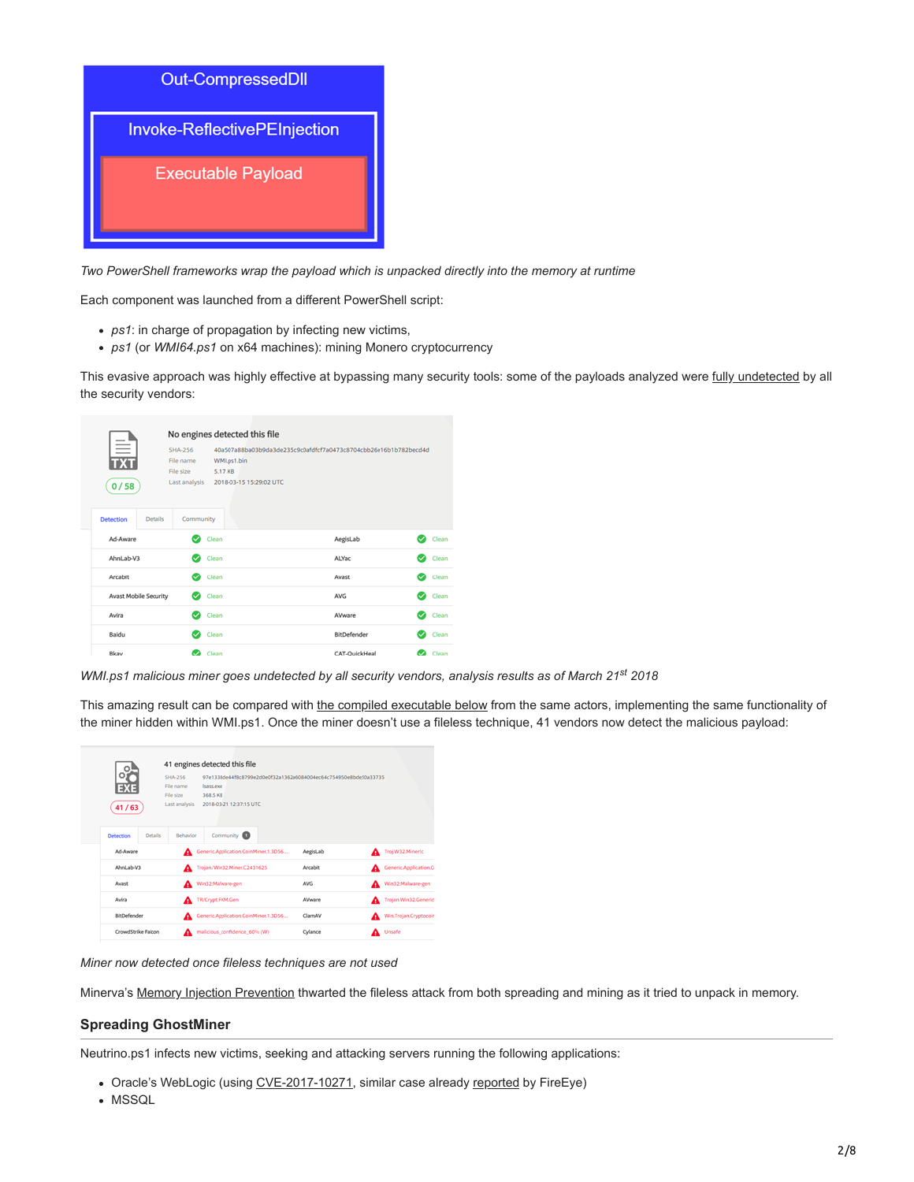Out-CompressedDll

Invoke-ReflectivePEInjection

Executable Payload

*Two PowerShell frameworks wrap the payload which is unpacked directly into the memory at runtime*

Each component was launched from a different PowerShell script:

- *ps1*: in charge of propagation by infecting new victims,
- *ps1* (or *WMI64.ps1* on x64 machines): mining Monero cryptocurrency

This evasive approach was highly effective at bypassing many security tools: some of the payloads analyzed were fully undetected by all the security vendors:

No engines detected this file

SHA-256 40a567a88ba03b9da3de235c9c0afdfcf7a0473c8704cbb26e16b1b782becd4d
File name WMI.ps1.bin
File size 5.17 KB
Last analysis 2018-03-15 15:29:02 UTC

0 / 58

Detection | Details | Community

| | | | |
|---|---|---|---|
| Ad-Aware | Clean | AegisLab | Clean |
| AhnLab-V3 | Clean | ALYac | Clean |
| Arcabit | Clean | Avast | Clean |
| Avast Mobile Security | Clean | AVG | Clean |
| Avira | Clean | AVware | Clean |
| Baidu | Clean | BitDefender | Clean |
| Bkav | Clean | CAT-QuickHeal | Clean |

*WMI.ps1 malicious miner goes undetected by all security vendors, analysis results as of March 21st 2018*

This amazing result can be compared with the compiled executable below from the same actors, implementing the same functionality of the miner hidden within WMI.ps1. Once the miner doesn't use a fileless technique, 41 vendors now detect the malicious payload:

41 engines detected this file

SHA-256 97e1338de44f8c8799e2d0e0f32a1362a6084004ec64c754950e8bde50a33735
File name lsass.exe
File size 368.5 KB
Last analysis 2018-03-21 12:37:15 UTC

41 / 63

Detection | Details | Behavior | Community

| | | | |
|---|---|---|---|
| Ad-Aware | Generic.Application.CoinMiner.1.3D56... | AegisLab | Troj.W32.Mineric |
| AhnLab-V3 | Trojan/Win32.Miner.C2431625 | Arcabit | Generic.Application.C |
| Avast | Win32:Malware-gen | AVG | Win32:Malware-gen |
| Avira | TR/Crypt.FKM.Gen | AVware | Trojan.Win32.Generic |
| BitDefender | Generic.Application.CoinMiner.1.3D56... | ClamAV | Win.Trojan.Cryptocoir |
| CrowdStrike Falcon | malicious_confidence_60% (W) | Cylance | Unsafe |

*Miner now detected once fileless techniques are not used*

Minerva's Memory Injection Prevention thwarted the fileless attack from both spreading and mining as it tried to unpack in memory.

### Spreading GhostMiner

Neutrino.ps1 infects new victims, seeking and attacking servers running the following applications:

- Oracle's WebLogic (using CVE-2017-10271, similar case already reported by FireEye)
- MSSQL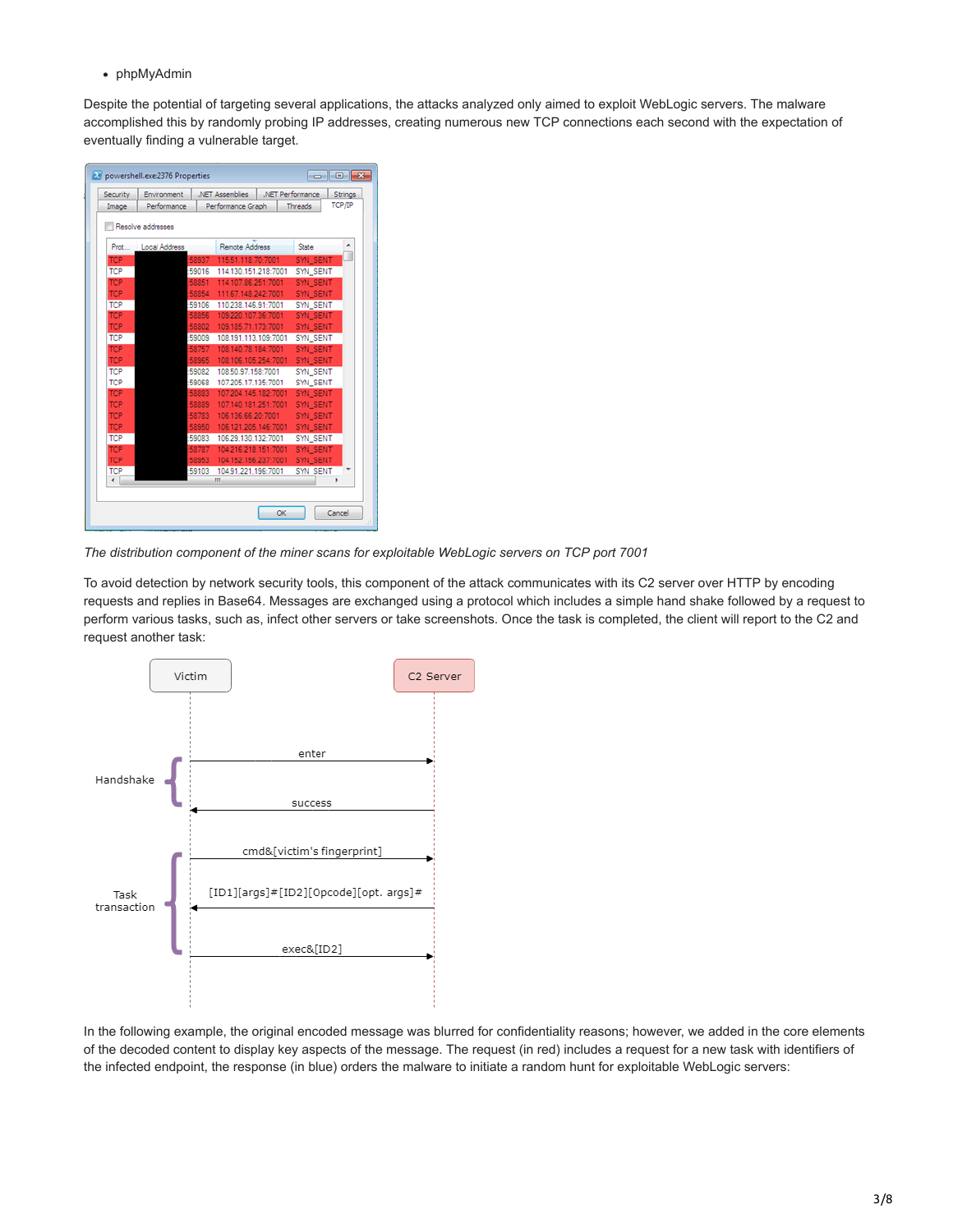- phpMyAdmin

Despite the potential of targeting several applications, the attacks analyzed only aimed to exploit WebLogic servers. The malware accomplished this by randomly probing IP addresses, creating numerous new TCP connections each second with the expectation of eventually finding a vulnerable target.

*The distribution component of the miner scans for exploitable WebLogic servers on TCP port 7001*

To avoid detection by network security tools, this component of the attack communicates with its C2 server over HTTP by encoding requests and replies in Base64. Messages are exchanged using a protocol which includes a simple hand shake followed by a request to perform various tasks, such as, infect other servers or take screenshots. Once the task is completed, the client will report to the C2 and request another task:

In the following example, the original encoded message was blurred for confidentiality reasons; however, we added in the core elements of the decoded content to display key aspects of the message. The request (in red) includes a request for a new task with identifiers of the infected endpoint, the response (in blue) orders the malware to initiate a random hunt for exploitable WebLogic servers: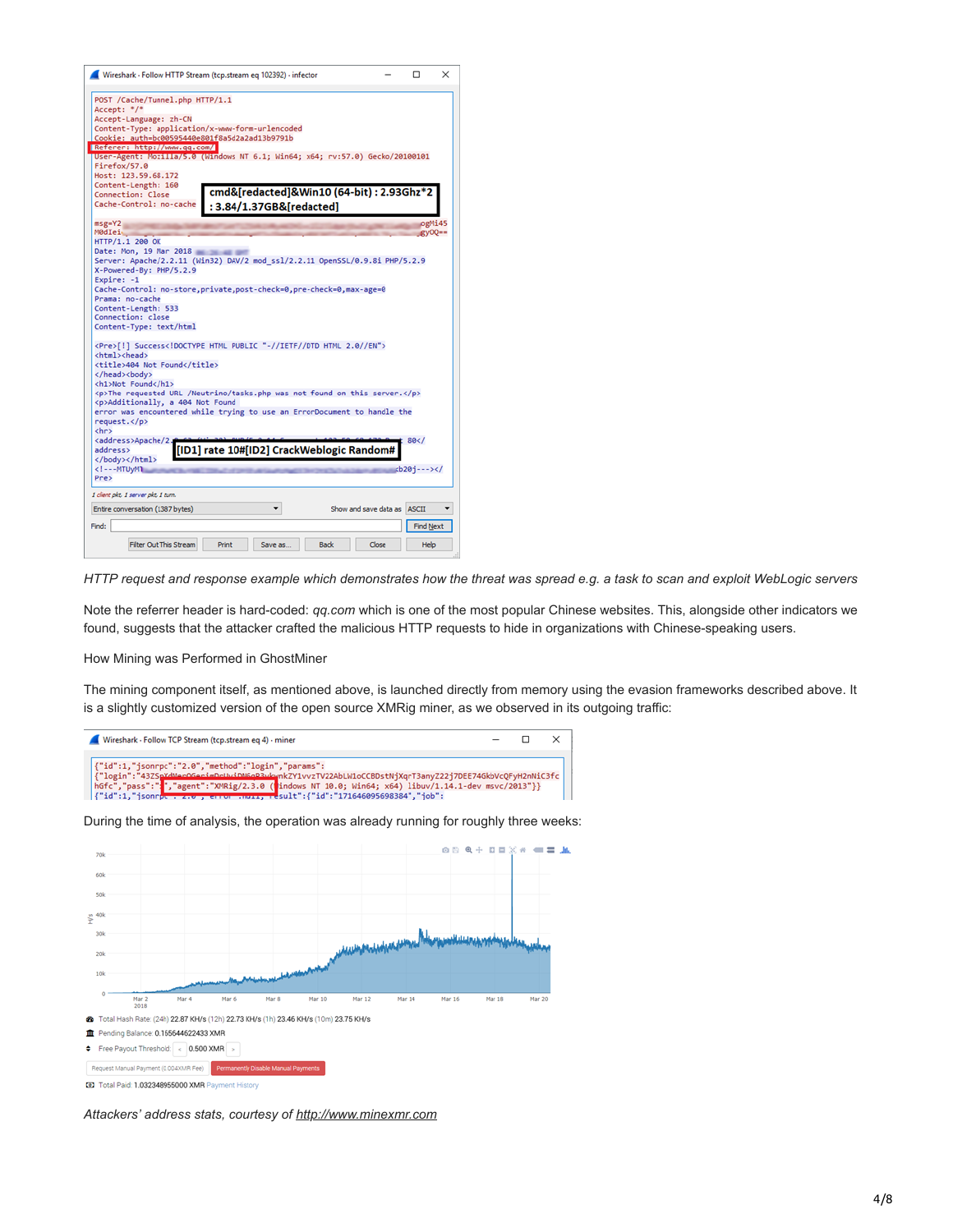*HTTP request and response example which demonstrates how the threat was spread e.g. a task to scan and exploit WebLogic servers*

Note the referrer header is hard-coded: *qq.com* which is one of the most popular Chinese websites. This, alongside other indicators we found, suggests that the attacker crafted the malicious HTTP requests to hide in organizations with Chinese-speaking users.

How Mining was Performed in GhostMiner

The mining component itself, as mentioned above, is launched directly from memory using the evasion frameworks described above. It is a slightly customized version of the open source XMRig miner, as we observed in its outgoing traffic:

During the time of analysis, the operation was already running for roughly three weeks:

*Attackers' address stats, courtesy of* *http://www.minexmr.com*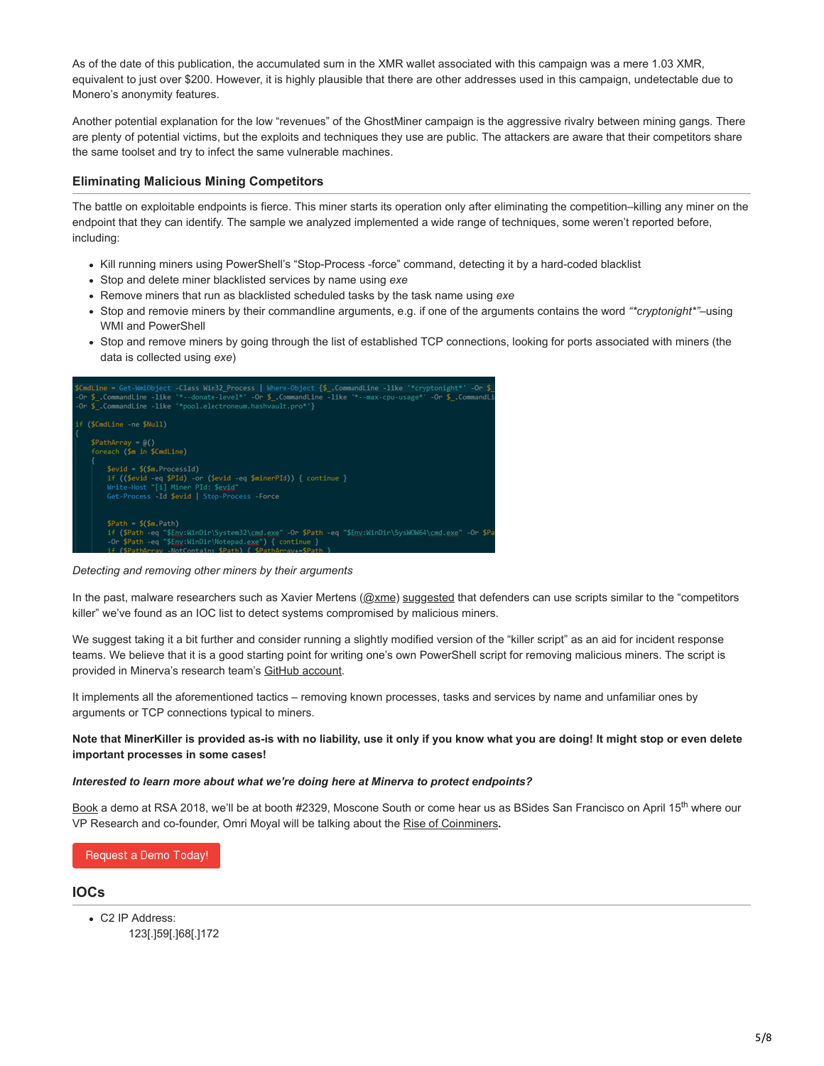As of the date of this publication, the accumulated sum in the XMR wallet associated with this campaign was a mere 1.03 XMR, equivalent to just over $200. However, it is highly plausible that there are other addresses used in this campaign, undetectable due to Monero's anonymity features.

Another potential explanation for the low "revenues" of the GhostMiner campaign is the aggressive rivalry between mining gangs. There are plenty of potential victims, but the exploits and techniques they use are public. The attackers are aware that their competitors share the same toolset and try to infect the same vulnerable machines.

### Eliminating Malicious Mining Competitors

The battle on exploitable endpoints is fierce. This miner starts its operation only after eliminating the competition–killing any miner on the endpoint that they can identify. The sample we analyzed implemented a wide range of techniques, some weren't reported before, including:

- Kill running miners using PowerShell's "Stop-Process -force" command, detecting it by a hard-coded blacklist
- Stop and delete miner blacklisted services by name using *exe*
- Remove miners that run as blacklisted scheduled tasks by the task name using *exe*
- Stop and removie miners by their commandline arguments, e.g. if one of the arguments contains the word *"*cryptonight*"*–using WMI and PowerShell
- Stop and remove miners by going through the list of established TCP connections, looking for ports associated with miners (the data is collected using *exe*)

```
$CmdLine = Get-WmiObject -Class Win32_Process | Where-Object {$_.CommandLine -like '*cryptonight*' -Or $_
-Or $_.CommandLine -like '*--donate-level*' -Or $_.CommandLine -like '*--max-cpu-usage*' -Or $_.CommandLi
-Or $_.CommandLine -like '*pool.electroneum.hashvault.pro*'}

if ($CmdLine -ne $Null)
{
    $PathArray = @()
    foreach ($m in $CmdLine)
    {
        $evid = $($m.ProcessId)
        if (($evid -eq $PId) -or ($evid -eq $minerPId)) { continue }
        Write-Host "[i] Miner PId: $evid"
        Get-Process -Id $evid | Stop-Process -Force

        $Path = $($m.Path)
        if ($Path -eq "$Env:WinDir\System32\cmd.exe" -Or $Path -eq "$Env:WinDir\SysWOW64\cmd.exe" -Or $Pa
        -Or $Path -eq "$Env:WinDir\Notepad.exe") { continue }
        if ($PathArray -NotContains $Path) { $PathArray+=$Path }
```

*Detecting and removing other miners by their arguments*

In the past, malware researchers such as Xavier Mertens (@xme) suggested that defenders can use scripts similar to the "competitors killer" we've found as an IOC list to detect systems compromised by malicious miners.

We suggest taking it a bit further and consider running a slightly modified version of the "killer script" as an aid for incident response teams. We believe that it is a good starting point for writing one's own PowerShell script for removing malicious miners. The script is provided in Minerva's research team's GitHub account.

It implements all the aforementioned tactics – removing known processes, tasks and services by name and unfamiliar ones by arguments or TCP connections typical to miners.

**Note that MinerKiller is provided as-is with no liability, use it only if you know what you are doing! It might stop or even delete important processes in some cases!**

***Interested to learn more about what we're doing here at Minerva to protect endpoints?***

Book a demo at RSA 2018, we'll be at booth #2329, Moscone South or come hear us as BSides San Francisco on April 15th where our VP Research and co-founder, Omri Moyal will be talking about the Rise of Coinminers**.**

Request a Demo Today!

## IOCs

- C2 IP Address:
  123[.]59[.]68[.]172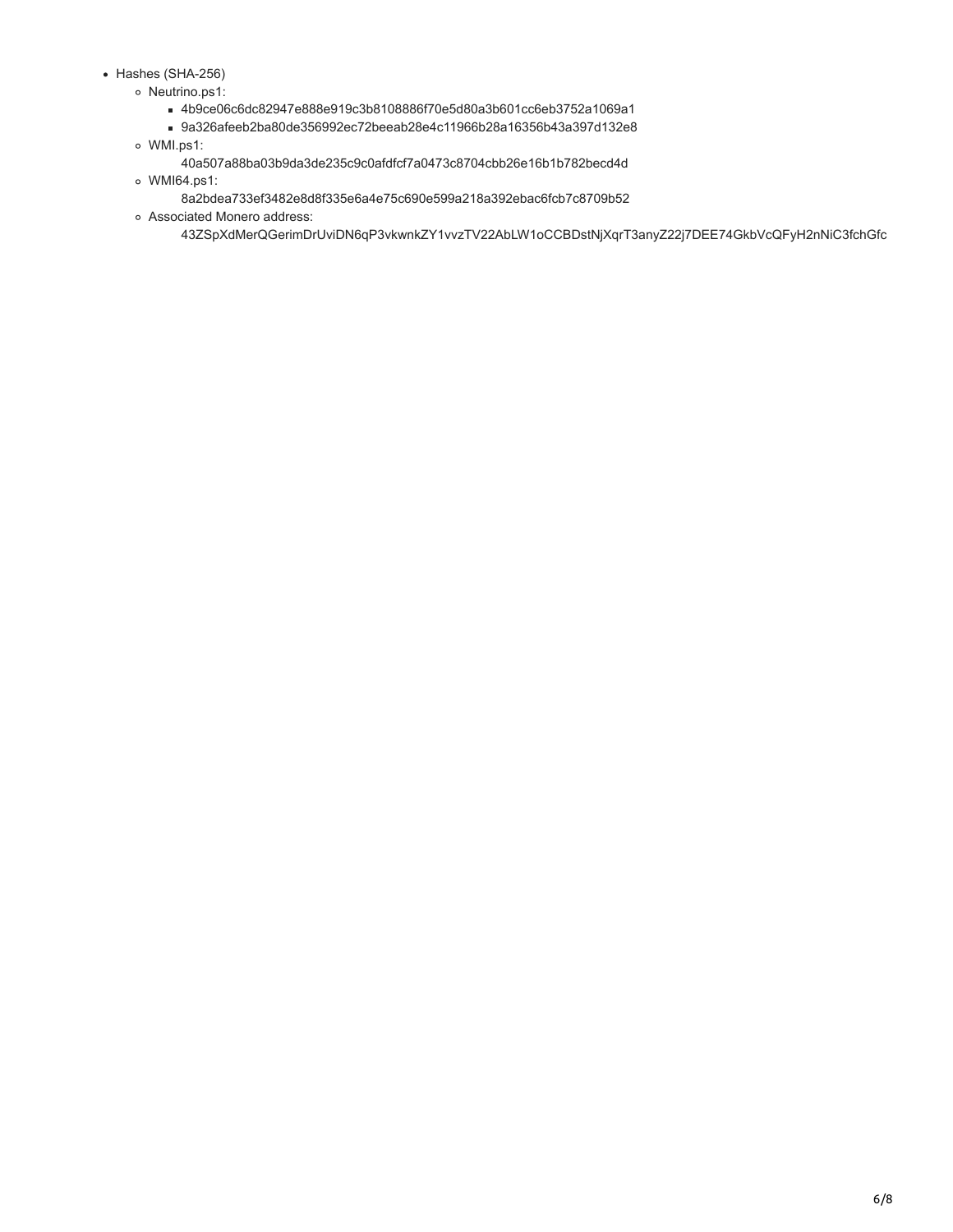- Hashes (SHA-256)
  - Neutrino.ps1:
    - 4b9ce06c6dc82947e888e919c3b8108886f70e5d80a3b601cc6eb3752a1069a1
    - 9a326afeeb2ba80de356992ec72beeab28e4c11966b28a16356b43a397d132e8
  - WMI.ps1:
    
    40a507a88ba03b9da3de235c9c0afdfcf7a0473c8704cbb26e16b1b782becd4d
  - WMI64.ps1:
    
    8a2bdea733ef3482e8d8f335e6a4e75c690e599a218a392ebac6fcb7c8709b52
  - Associated Monero address:
    
    43ZSpXdMerQGerimDrUviDN6qP3vkwnkZY1vvzTV22AbLW1oCCBDstNjXqrT3anyZ22j7DEE74GkbVcQFyH2nNiC3fchGfc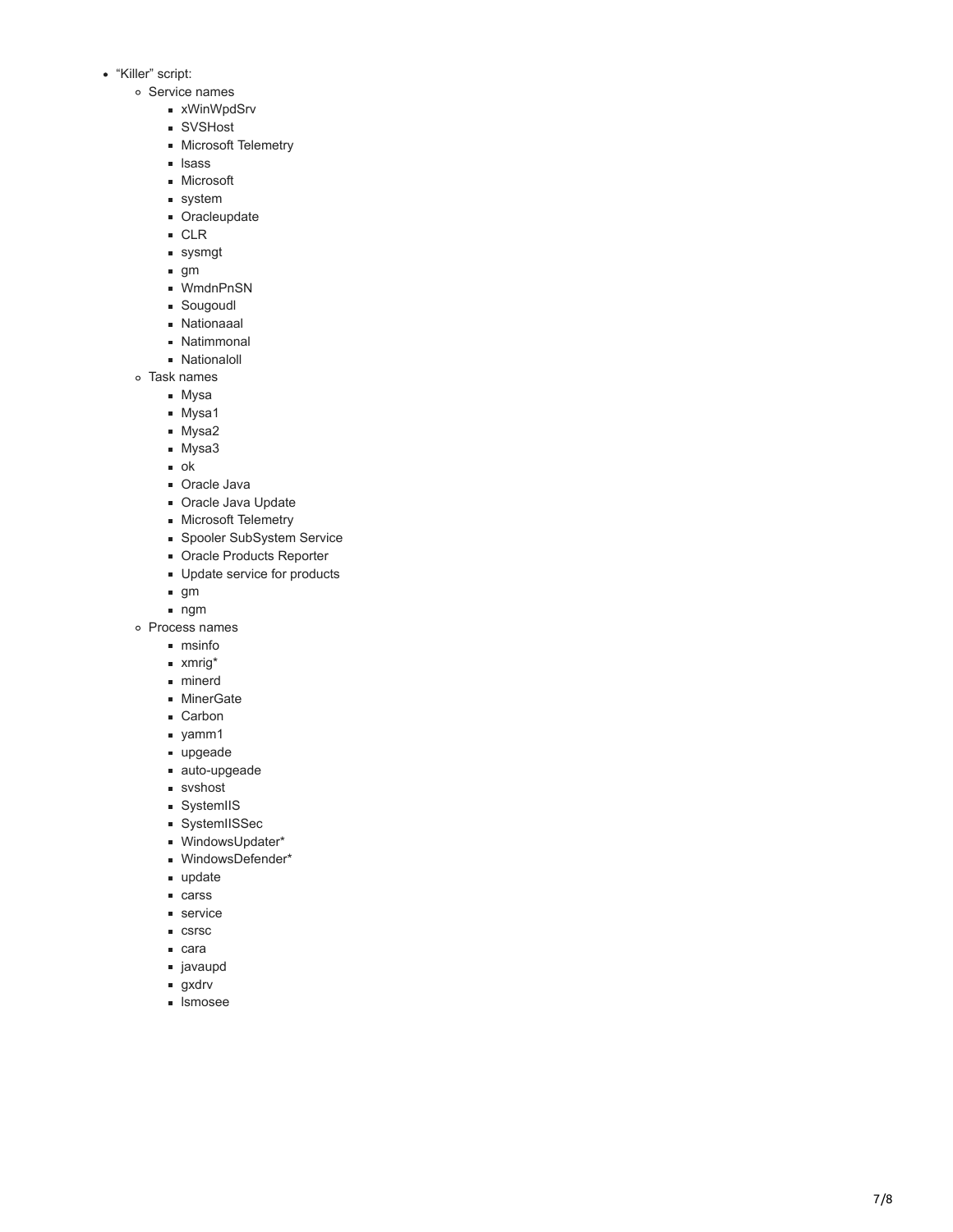- "Killer" script:
  - Service names
    - xWinWpdSrv
    - SVSHost
    - Microsoft Telemetry
    - lsass
    - Microsoft
    - system
    - Oracleupdate
    - CLR
    - sysmgt
    - gm
    - WmdnPnSN
    - Sougoudl
    - Nationaaal
    - Natimmonal
    - Nationaloll
  - Task names
    - Mysa
    - Mysa1
    - Mysa2
    - Mysa3
    - ok
    - Oracle Java
    - Oracle Java Update
    - Microsoft Telemetry
    - Spooler SubSystem Service
    - Oracle Products Reporter
    - Update service for products
    - gm
    - ngm
  - Process names
    - msinfo
    - xmrig*
    - minerd
    - MinerGate
    - Carbon
    - yamm1
    - upgeade
    - auto-upgeade
    - svshost
    - SystemIIS
    - SystemIISSec
    - WindowsUpdater*
    - WindowsDefender*
    - update
    - carss
    - service
    - csrsc
    - cara
    - javaupd
    - gxdrv
    - lsmosee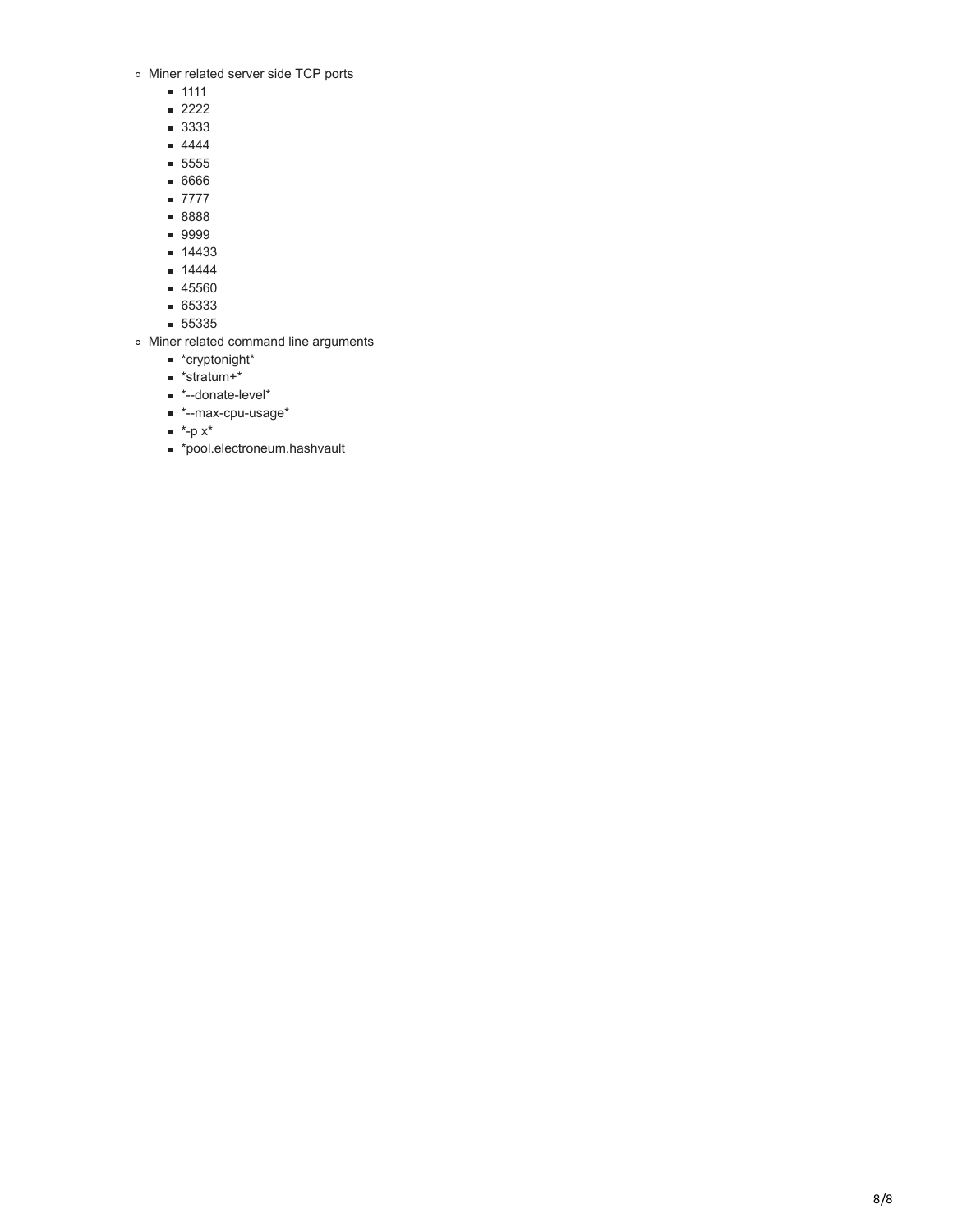- Miner related server side TCP ports
  - 1111
  - 2222
  - 3333
  - 4444
  - 5555
  - 6666
  - 7777
  - 8888
  - 9999
  - 14433
  - 14444
  - 45560
  - 65333
  - 55335
- Miner related command line arguments
  - *cryptonight*
  - *stratum+*
  - *--donate-level*
  - *--max-cpu-usage*
  - *-p x*
  - *pool.electroneum.hashvault